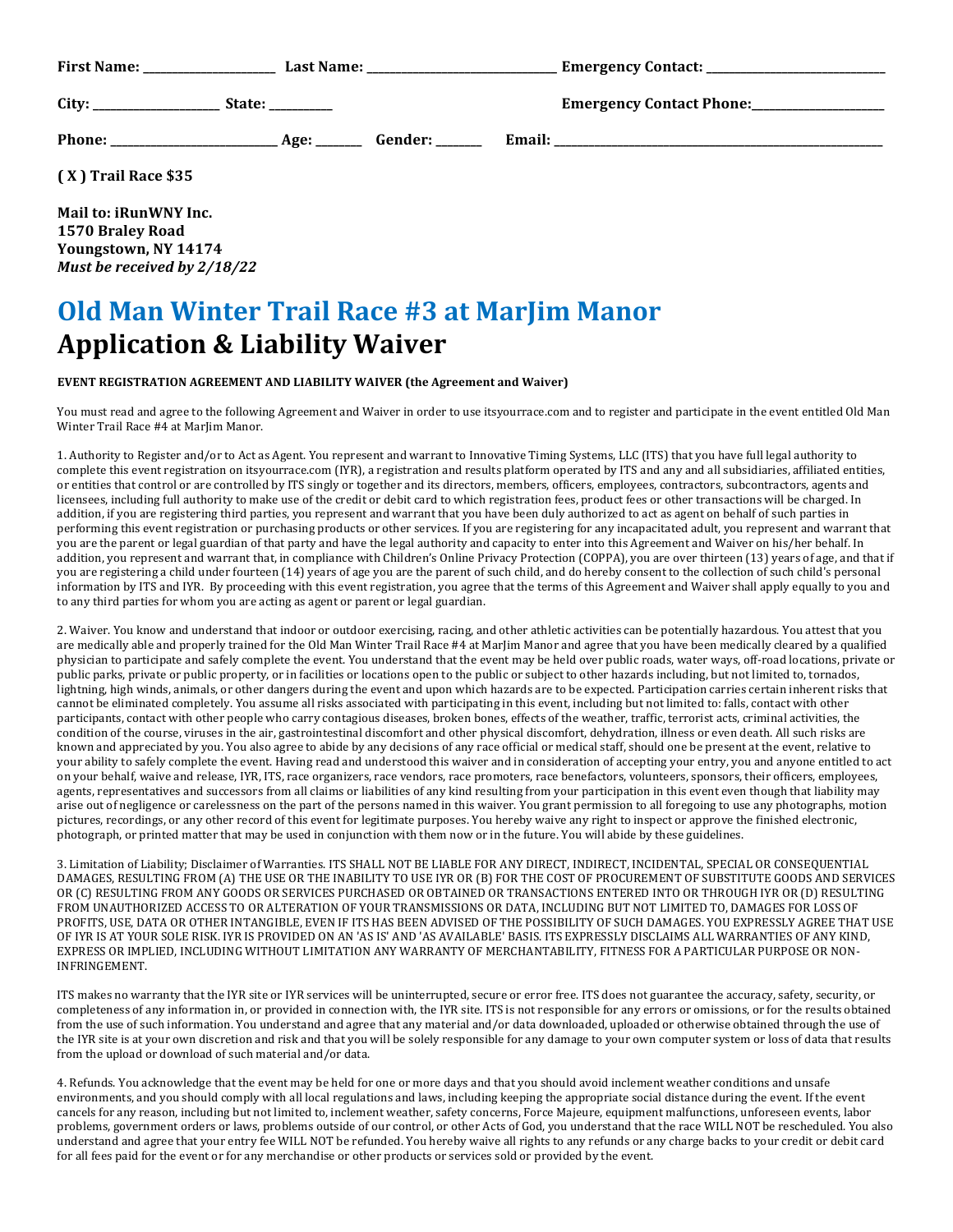**First Name:** ______________________ **Last Name:** _______________________________ **Emergency Contact:** ______________________________

**City:** ____________________ **State:** _________ **Emergency Contact Phone:** ______________________

**Phone:** __________________________ **Age:** _______ **Gender:** _______ **Email:** _________________________________________________________

**( X ) Trail Race $35**

**Mail to: iRunWNY Inc.**
**1570 Braley Road**
**Youngstown, NY 14174**
***Must be received by 2/18/22***

# Old Man Winter Trail Race #3 at MarJim Manor
# Application & Liability Waiver

**EVENT REGISTRATION AGREEMENT AND LIABILITY WAIVER (the Agreement and Waiver)**

You must read and agree to the following Agreement and Waiver in order to use itsyourrace.com and to register and participate in the event entitled Old Man Winter Trail Race #4 at MarJim Manor.

1. Authority to Register and/or to Act as Agent. You represent and warrant to Innovative Timing Systems, LLC (ITS) that you have full legal authority to complete this event registration on itsyourrace.com (IYR), a registration and results platform operated by ITS and any and all subsidiaries, affiliated entities, or entities that control or are controlled by ITS singly or together and its directors, members, officers, employees, contractors, subcontractors, agents and licensees, including full authority to make use of the credit or debit card to which registration fees, product fees or other transactions will be charged. In addition, if you are registering third parties, you represent and warrant that you have been duly authorized to act as agent on behalf of such parties in performing this event registration or purchasing products or other services. If you are registering for any incapacitated adult, you represent and warrant that you are the parent or legal guardian of that party and have the legal authority and capacity to enter into this Agreement and Waiver on his/her behalf. In addition, you represent and warrant that, in compliance with Children's Online Privacy Protection (COPPA), you are over thirteen (13) years of age, and that if you are registering a child under fourteen (14) years of age you are the parent of such child, and do hereby consent to the collection of such child's personal information by ITS and IYR. By proceeding with this event registration, you agree that the terms of this Agreement and Waiver shall apply equally to you and to any third parties for whom you are acting as agent or parent or legal guardian.

2. Waiver. You know and understand that indoor or outdoor exercising, racing, and other athletic activities can be potentially hazardous. You attest that you are medically able and properly trained for the Old Man Winter Trail Race #4 at MarJim Manor and agree that you have been medically cleared by a qualified physician to participate and safely complete the event. You understand that the event may be held over public roads, water ways, off-road locations, private or public parks, private or public property, or in facilities or locations open to the public or subject to other hazards including, but not limited to, tornados, lightning, high winds, animals, or other dangers during the event and upon which hazards are to be expected. Participation carries certain inherent risks that cannot be eliminated completely. You assume all risks associated with participating in this event, including but not limited to: falls, contact with other participants, contact with other people who carry contagious diseases, broken bones, effects of the weather, traffic, terrorist acts, criminal activities, the condition of the course, viruses in the air, gastrointestinal discomfort and other physical discomfort, dehydration, illness or even death. All such risks are known and appreciated by you. You also agree to abide by any decisions of any race official or medical staff, should one be present at the event, relative to your ability to safely complete the event. Having read and understood this waiver and in consideration of accepting your entry, you and anyone entitled to act on your behalf, waive and release, IYR, ITS, race organizers, race vendors, race promoters, race benefactors, volunteers, sponsors, their officers, employees, agents, representatives and successors from all claims or liabilities of any kind resulting from your participation in this event even though that liability may arise out of negligence or carelessness on the part of the persons named in this waiver. You grant permission to all foregoing to use any photographs, motion pictures, recordings, or any other record of this event for legitimate purposes. You hereby waive any right to inspect or approve the finished electronic, photograph, or printed matter that may be used in conjunction with them now or in the future. You will abide by these guidelines.

3. Limitation of Liability; Disclaimer of Warranties. ITS SHALL NOT BE LIABLE FOR ANY DIRECT, INDIRECT, INCIDENTAL, SPECIAL OR CONSEQUENTIAL DAMAGES, RESULTING FROM (A) THE USE OR THE INABILITY TO USE IYR OR (B) FOR THE COST OF PROCUREMENT OF SUBSTITUTE GOODS AND SERVICES OR (C) RESULTING FROM ANY GOODS OR SERVICES PURCHASED OR OBTAINED OR TRANSACTIONS ENTERED INTO OR THROUGH IYR OR (D) RESULTING FROM UNAUTHORIZED ACCESS TO OR ALTERATION OF YOUR TRANSMISSIONS OR DATA, INCLUDING BUT NOT LIMITED TO, DAMAGES FOR LOSS OF PROFITS, USE, DATA OR OTHER INTANGIBLE, EVEN IF ITS HAS BEEN ADVISED OF THE POSSIBILITY OF SUCH DAMAGES. YOU EXPRESSLY AGREE THAT USE OF IYR IS AT YOUR SOLE RISK. IYR IS PROVIDED ON AN 'AS IS' AND 'AS AVAILABLE' BASIS. ITS EXPRESSLY DISCLAIMS ALL WARRANTIES OF ANY KIND, EXPRESS OR IMPLIED, INCLUDING WITHOUT LIMITATION ANY WARRANTY OF MERCHANTABILITY, FITNESS FOR A PARTICULAR PURPOSE OR NON-INFRINGEMENT.

ITS makes no warranty that the IYR site or IYR services will be uninterrupted, secure or error free. ITS does not guarantee the accuracy, safety, security, or completeness of any information in, or provided in connection with, the IYR site. ITS is not responsible for any errors or omissions, or for the results obtained from the use of such information. You understand and agree that any material and/or data downloaded, uploaded or otherwise obtained through the use of the IYR site is at your own discretion and risk and that you will be solely responsible for any damage to your own computer system or loss of data that results from the upload or download of such material and/or data.

4. Refunds. You acknowledge that the event may be held for one or more days and that you should avoid inclement weather conditions and unsafe environments, and you should comply with all local regulations and laws, including keeping the appropriate social distance during the event. If the event cancels for any reason, including but not limited to, inclement weather, safety concerns, Force Majeure, equipment malfunctions, unforeseen events, labor problems, government orders or laws, problems outside of our control, or other Acts of God, you understand that the race WILL NOT be rescheduled. You also understand and agree that your entry fee WILL NOT be refunded. You hereby waive all rights to any refunds or any charge backs to your credit or debit card for all fees paid for the event or for any merchandise or other products or services sold or provided by the event.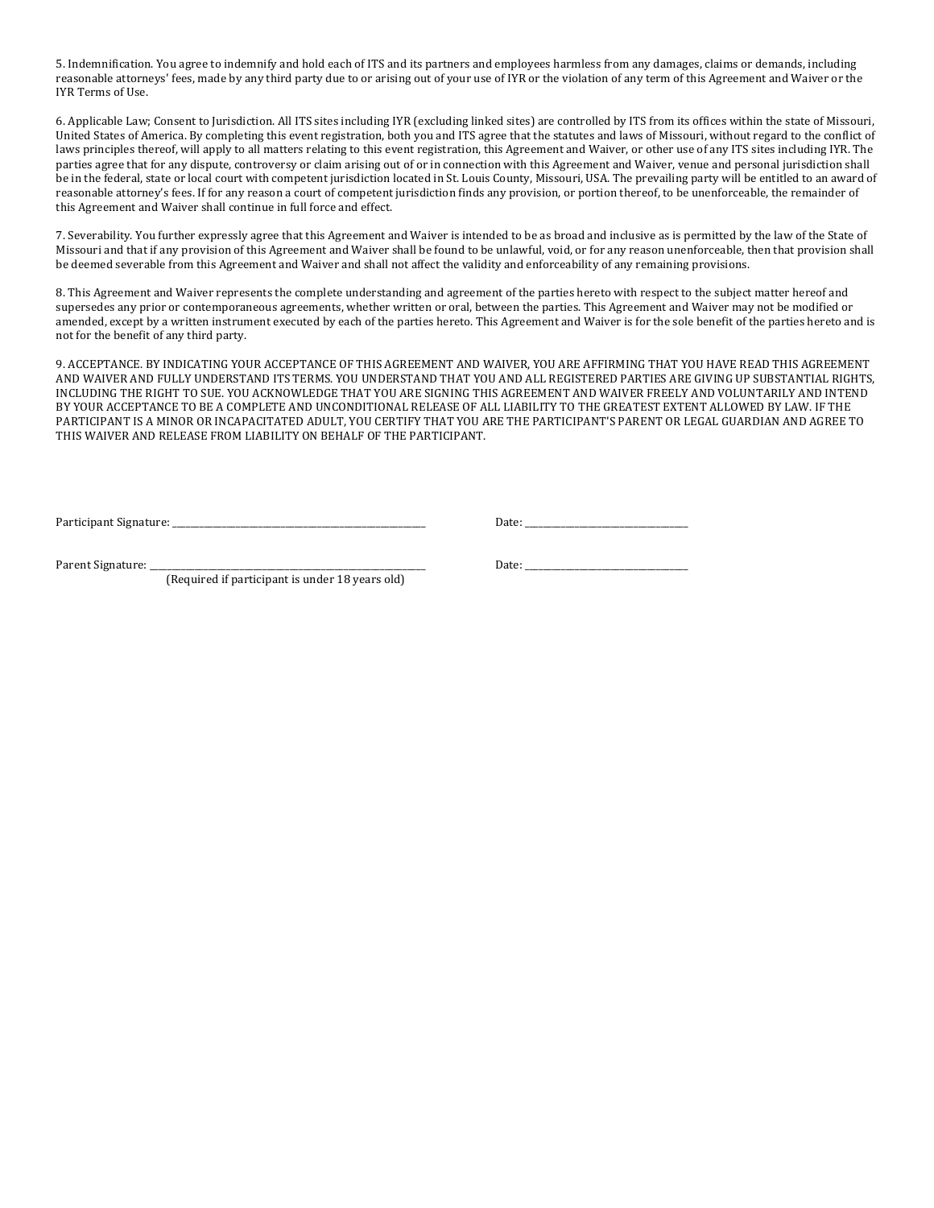5. Indemnification. You agree to indemnify and hold each of ITS and its partners and employees harmless from any damages, claims or demands, including reasonable attorneys' fees, made by any third party due to or arising out of your use of IYR or the violation of any term of this Agreement and Waiver or the IYR Terms of Use.

6. Applicable Law; Consent to Jurisdiction. All ITS sites including IYR (excluding linked sites) are controlled by ITS from its offices within the state of Missouri, United States of America. By completing this event registration, both you and ITS agree that the statutes and laws of Missouri, without regard to the conflict of laws principles thereof, will apply to all matters relating to this event registration, this Agreement and Waiver, or other use of any ITS sites including IYR. The parties agree that for any dispute, controversy or claim arising out of or in connection with this Agreement and Waiver, venue and personal jurisdiction shall be in the federal, state or local court with competent jurisdiction located in St. Louis County, Missouri, USA. The prevailing party will be entitled to an award of reasonable attorney's fees. If for any reason a court of competent jurisdiction finds any provision, or portion thereof, to be unenforceable, the remainder of this Agreement and Waiver shall continue in full force and effect.

7. Severability. You further expressly agree that this Agreement and Waiver is intended to be as broad and inclusive as is permitted by the law of the State of Missouri and that if any provision of this Agreement and Waiver shall be found to be unlawful, void, or for any reason unenforceable, then that provision shall be deemed severable from this Agreement and Waiver and shall not affect the validity and enforceability of any remaining provisions.

8. This Agreement and Waiver represents the complete understanding and agreement of the parties hereto with respect to the subject matter hereof and supersedes any prior or contemporaneous agreements, whether written or oral, between the parties. This Agreement and Waiver may not be modified or amended, except by a written instrument executed by each of the parties hereto. This Agreement and Waiver is for the sole benefit of the parties hereto and is not for the benefit of any third party.

9. ACCEPTANCE. BY INDICATING YOUR ACCEPTANCE OF THIS AGREEMENT AND WAIVER, YOU ARE AFFIRMING THAT YOU HAVE READ THIS AGREEMENT AND WAIVER AND FULLY UNDERSTAND ITS TERMS. YOU UNDERSTAND THAT YOU AND ALL REGISTERED PARTIES ARE GIVING UP SUBSTANTIAL RIGHTS, INCLUDING THE RIGHT TO SUE. YOU ACKNOWLEDGE THAT YOU ARE SIGNING THIS AGREEMENT AND WAIVER FREELY AND VOLUNTARILY AND INTEND BY YOUR ACCEPTANCE TO BE A COMPLETE AND UNCONDITIONAL RELEASE OF ALL LIABILITY TO THE GREATEST EXTENT ALLOWED BY LAW. IF THE PARTICIPANT IS A MINOR OR INCAPACITATED ADULT, YOU CERTIFY THAT YOU ARE THE PARTICIPANT'S PARENT OR LEGAL GUARDIAN AND AGREE TO THIS WAIVER AND RELEASE FROM LIABILITY ON BEHALF OF THE PARTICIPANT.

Participant Signature: ______________________________ Date: ____________________

Parent Signature: ______________________________ Date: ____________________
(Required if participant is under 18 years old)